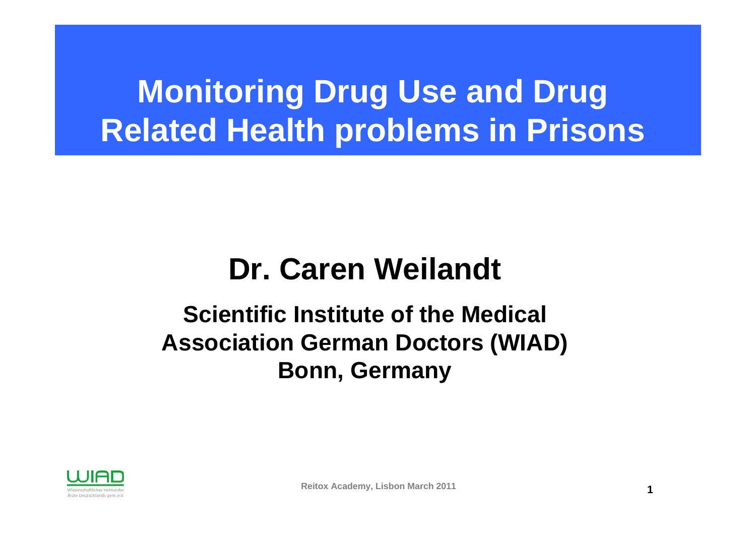# Monitoring Drug Use and Drug Related Health problems in Prisons

## Dr. Caren Weilandt

### Scientific Institute of the Medical Association German Doctors (WIAD)
### Bonn, Germany

Reitox Academy, Lisbon March 2011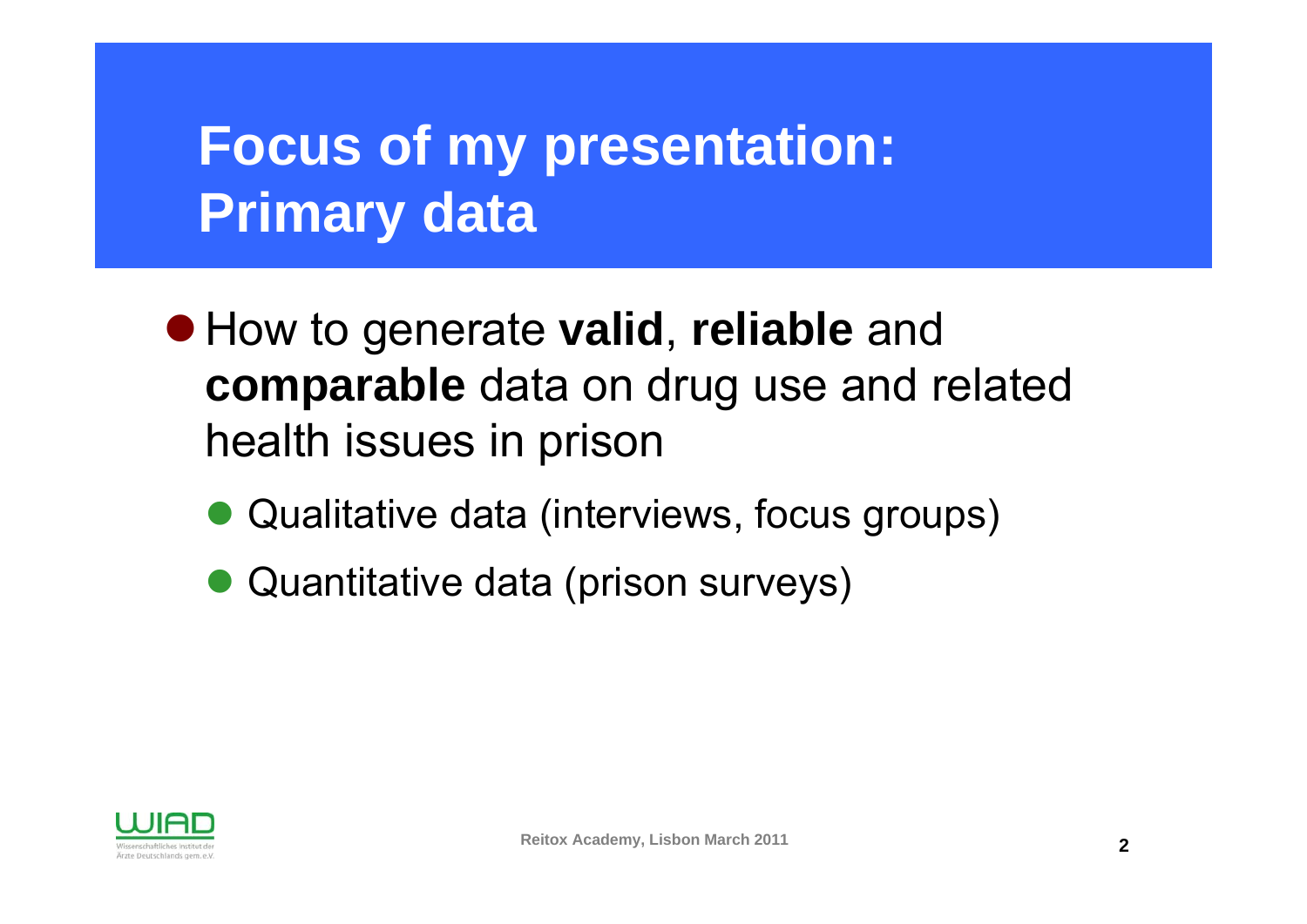# Focus of my presentation: Primary data

- How to generate **valid**, **reliable** and **comparable** data on drug use and related health issues in prison
  - Qualitative data (interviews, focus groups)
  - Quantitative data (prison surveys)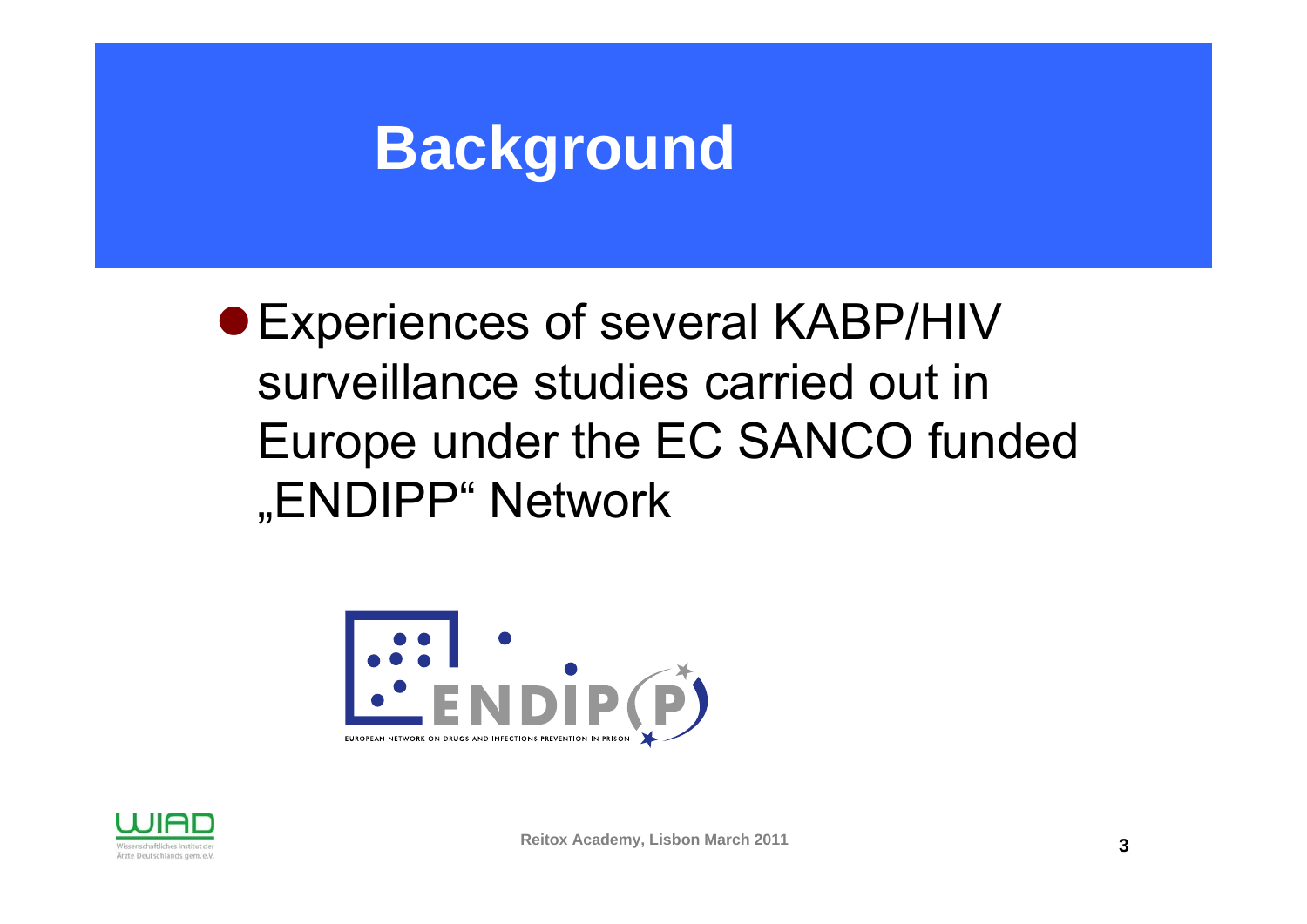# Background

- Experiences of several KABP/HIV surveillance studies carried out in Europe under the EC SANCO funded „ENDIPP" Network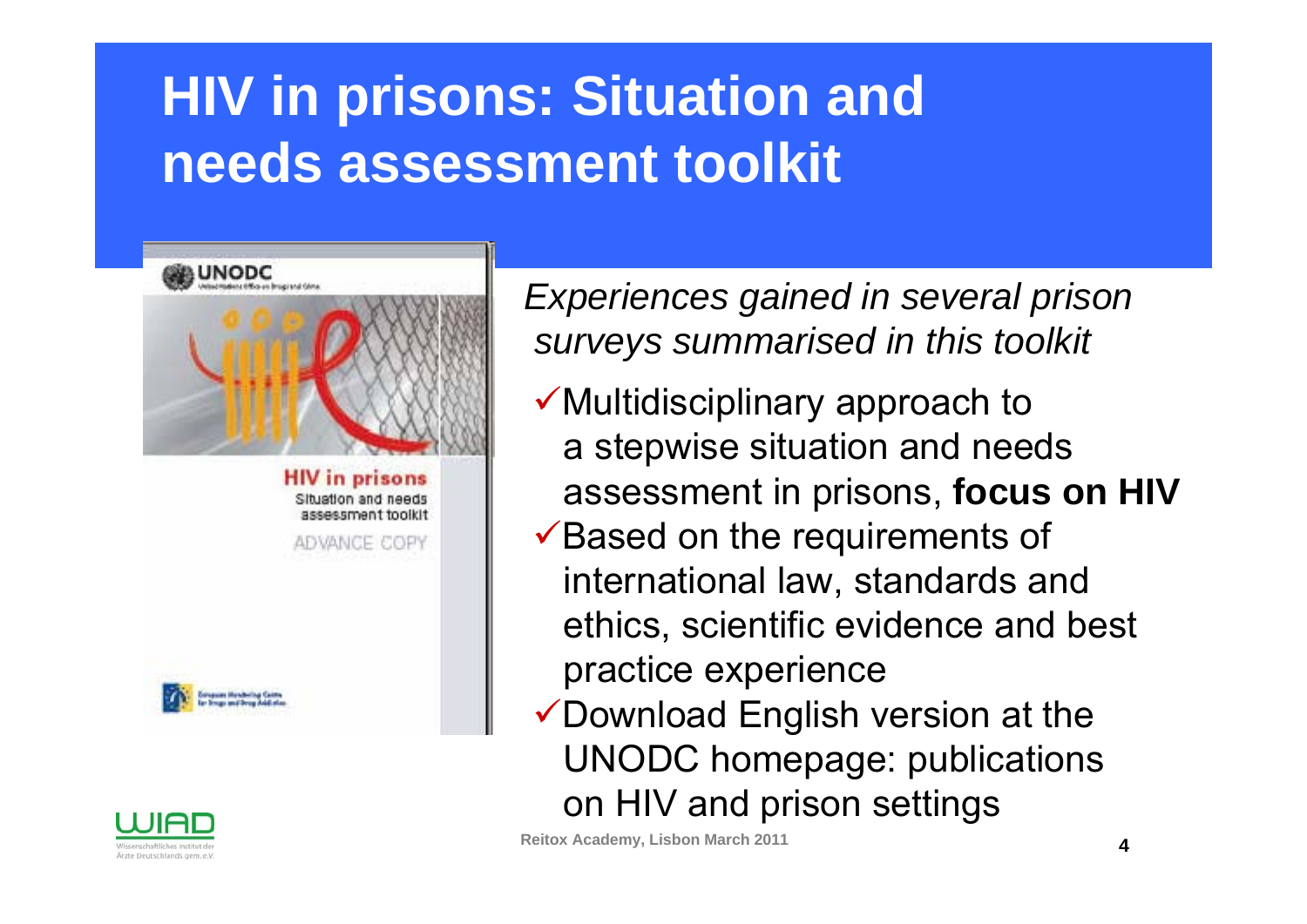# HIV in prisons: Situation and needs assessment toolkit

*Experiences gained in several prison surveys summarised in this toolkit*

- ✓Multidisciplinary approach to a stepwise situation and needs assessment in prisons, **focus on HIV**
- ✓Based on the requirements of international law, standards and ethics, scientific evidence and best practice experience
- ✓Download English version at the UNODC homepage: publications on HIV and prison settings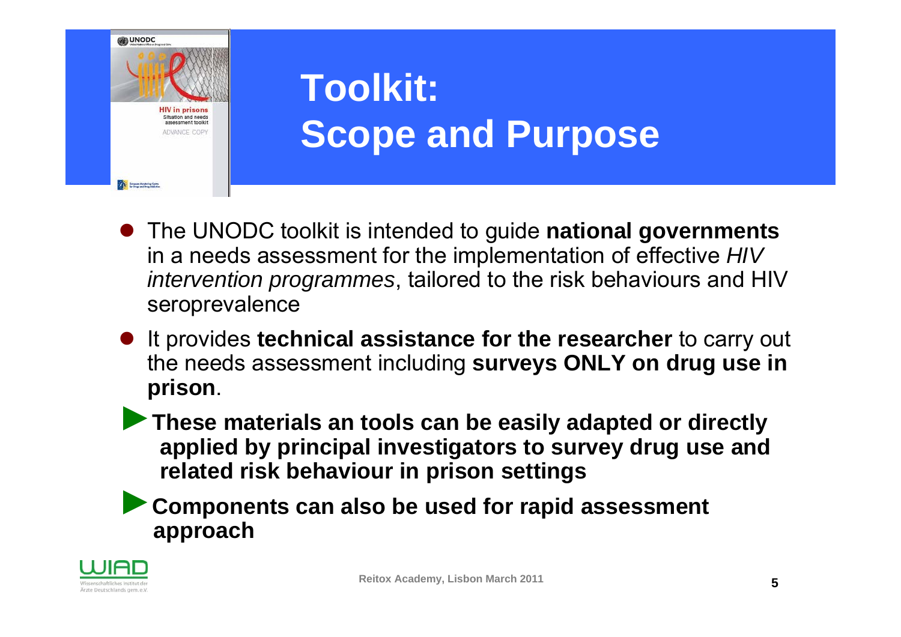# Toolkit: Scope and Purpose

- The UNODC toolkit is intended to guide **national governments** in a needs assessment for the implementation of effective *HIV intervention programmes*, tailored to the risk behaviours and HIV seroprevalence
- It provides **technical assistance for the researcher** to carry out the needs assessment including **surveys ONLY on drug use in prison**.

► **These materials an tools can be easily adapted or directly applied by principal investigators to survey drug use and related risk behaviour in prison settings**

► **Components can also be used for rapid assessment approach**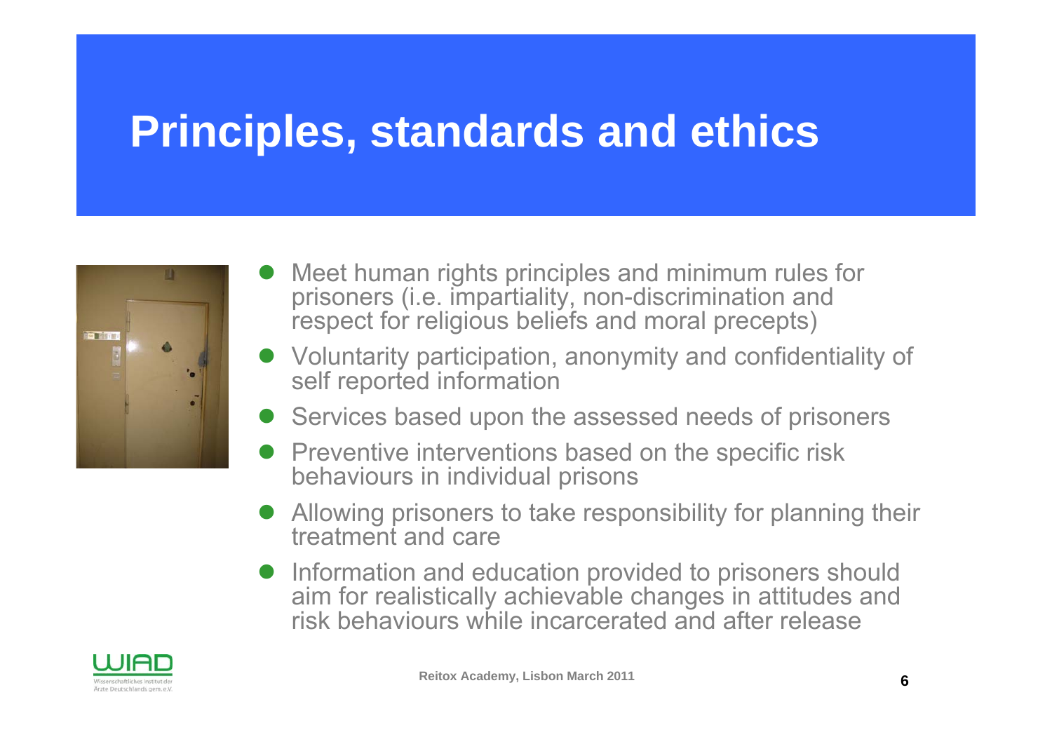# Principles, standards and ethics

- Meet human rights principles and minimum rules for prisoners (i.e. impartiality, non-discrimination and respect for religious beliefs and moral precepts)
- Voluntarity participation, anonymity and confidentiality of self reported information
- Services based upon the assessed needs of prisoners
- Preventive interventions based on the specific risk behaviours in individual prisons
- Allowing prisoners to take responsibility for planning their treatment and care
- Information and education provided to prisoners should aim for realistically achievable changes in attitudes and risk behaviours while incarcerated and after release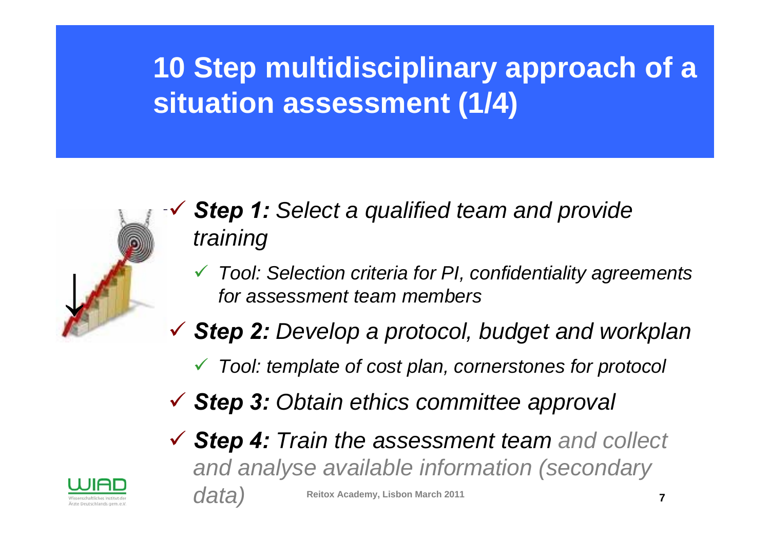# 10 Step multidisciplinary approach of a situation assessment (1/4)

- ***Step 1:*** *Select a qualified team and provide training*
  - *Tool: Selection criteria for PI, confidentiality agreements for assessment team members*
- ***Step 2:*** *Develop a protocol, budget and workplan*
  - *Tool: template of cost plan, cornerstones for protocol*
- ***Step 3:*** *Obtain ethics committee approval*
- ***Step 4:*** *Train the assessment team and collect and analyse available information (secondary data)*

Reitox Academy, Lisbon March 2011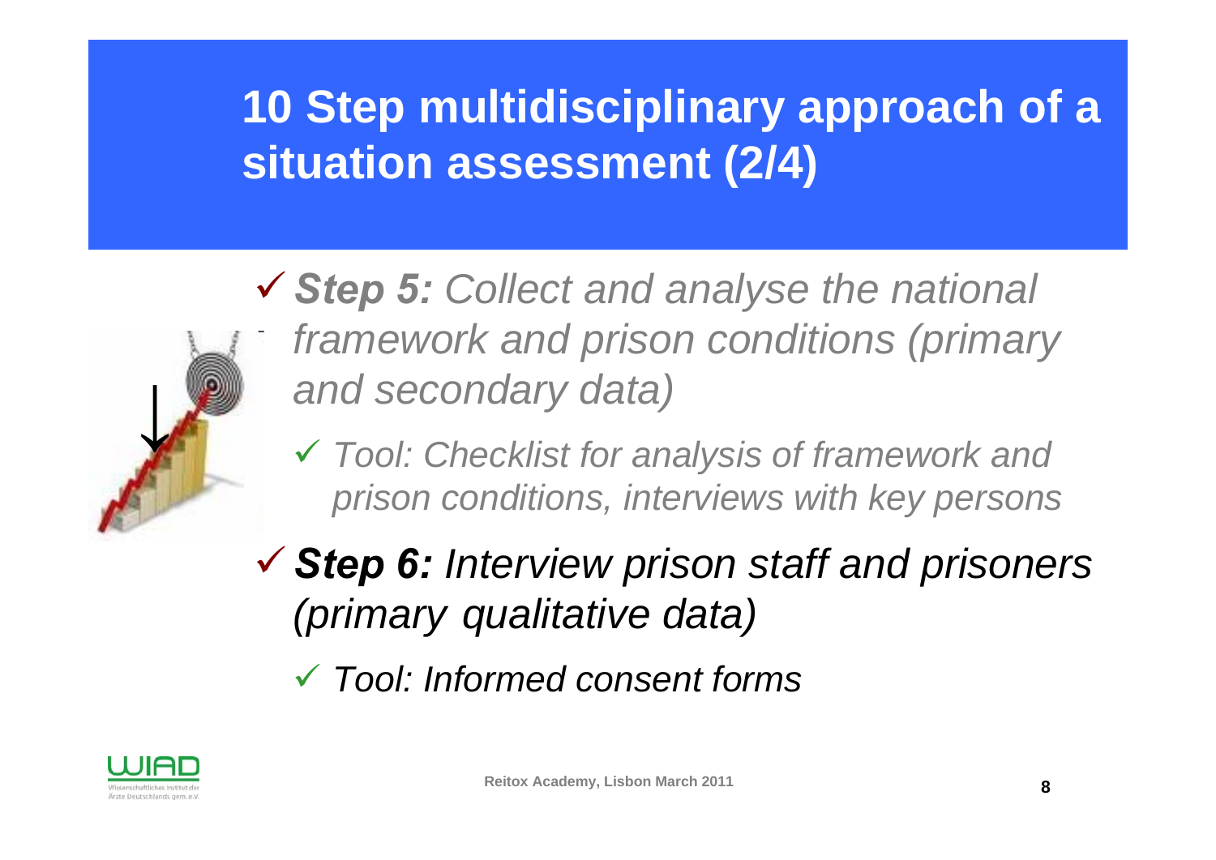# 10 Step multidisciplinary approach of a situation assessment (2/4)

- ***Step 5:*** *Collect and analyse the national framework and prison conditions (primary and secondary data)*
  - *Tool: Checklist for analysis of framework and prison conditions, interviews with key persons*
- ***Step 6:*** *Interview prison staff and prisoners (primary qualitative data)*
  - *Tool: Informed consent forms*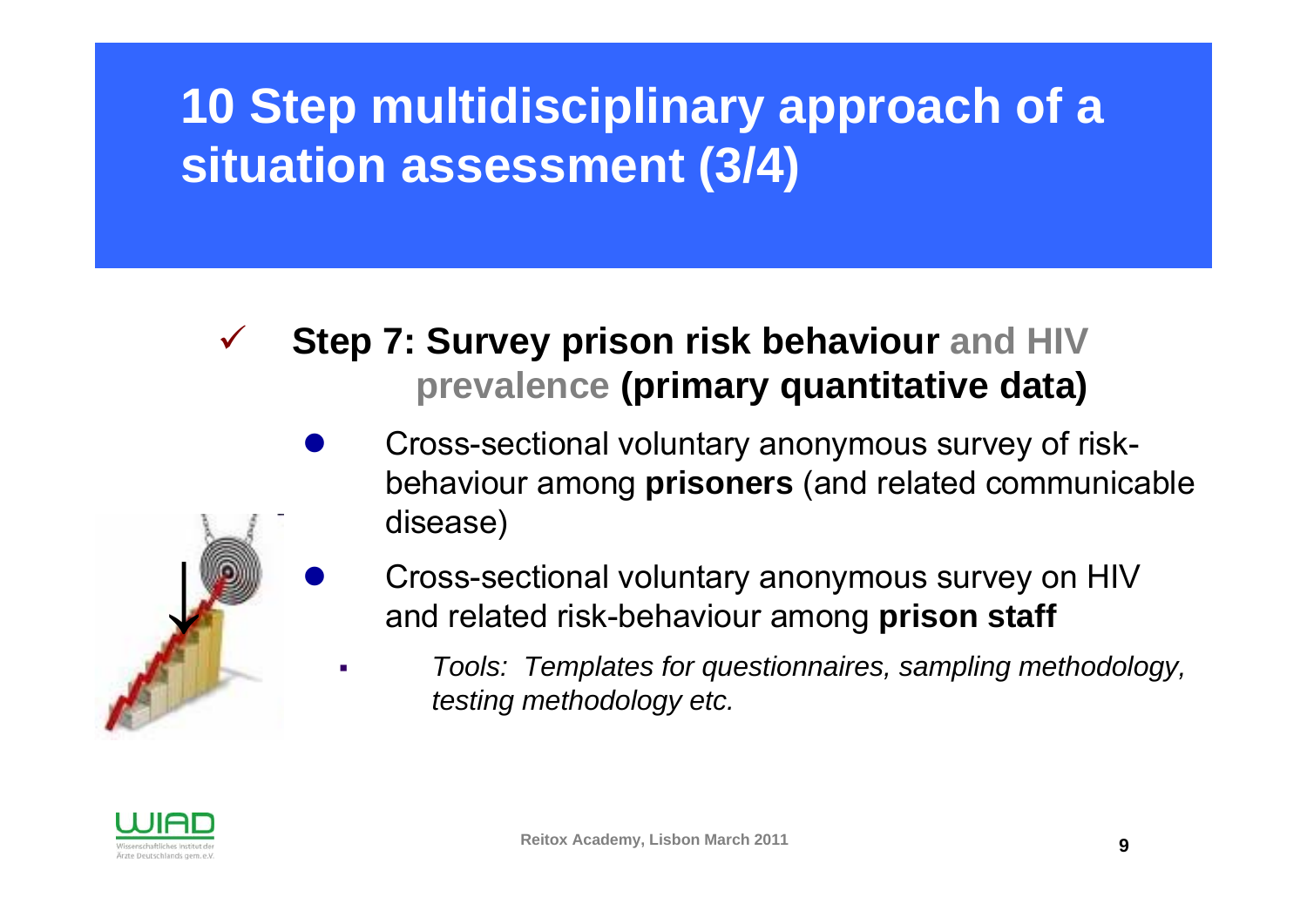# 10 Step multidisciplinary approach of a situation assessment (3/4)

- **Step 7: Survey prison risk behaviour** and HIV prevalence **(primary quantitative data)**
  - Cross-sectional voluntary anonymous survey of risk-behaviour among **prisoners** (and related communicable disease)
  - Cross-sectional voluntary anonymous survey on HIV and related risk-behaviour among **prison staff**
    - *Tools: Templates for questionnaires, sampling methodology, testing methodology etc.*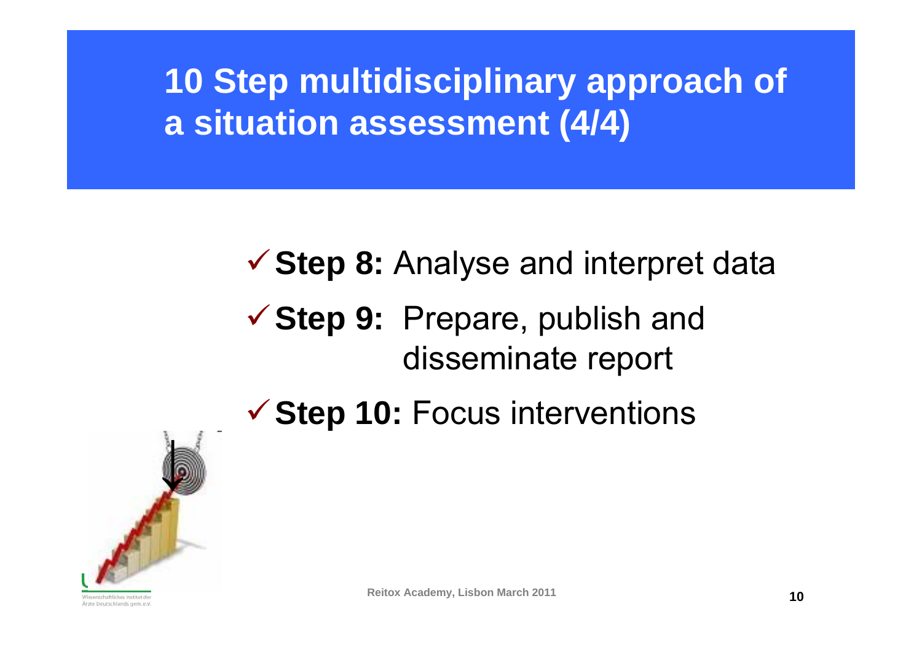# 10 Step multidisciplinary approach of a situation assessment (4/4)

- ✓ **Step 8:** Analyse and interpret data
- ✓ **Step 9:** Prepare, publish and disseminate report
- ✓ **Step 10:** Focus interventions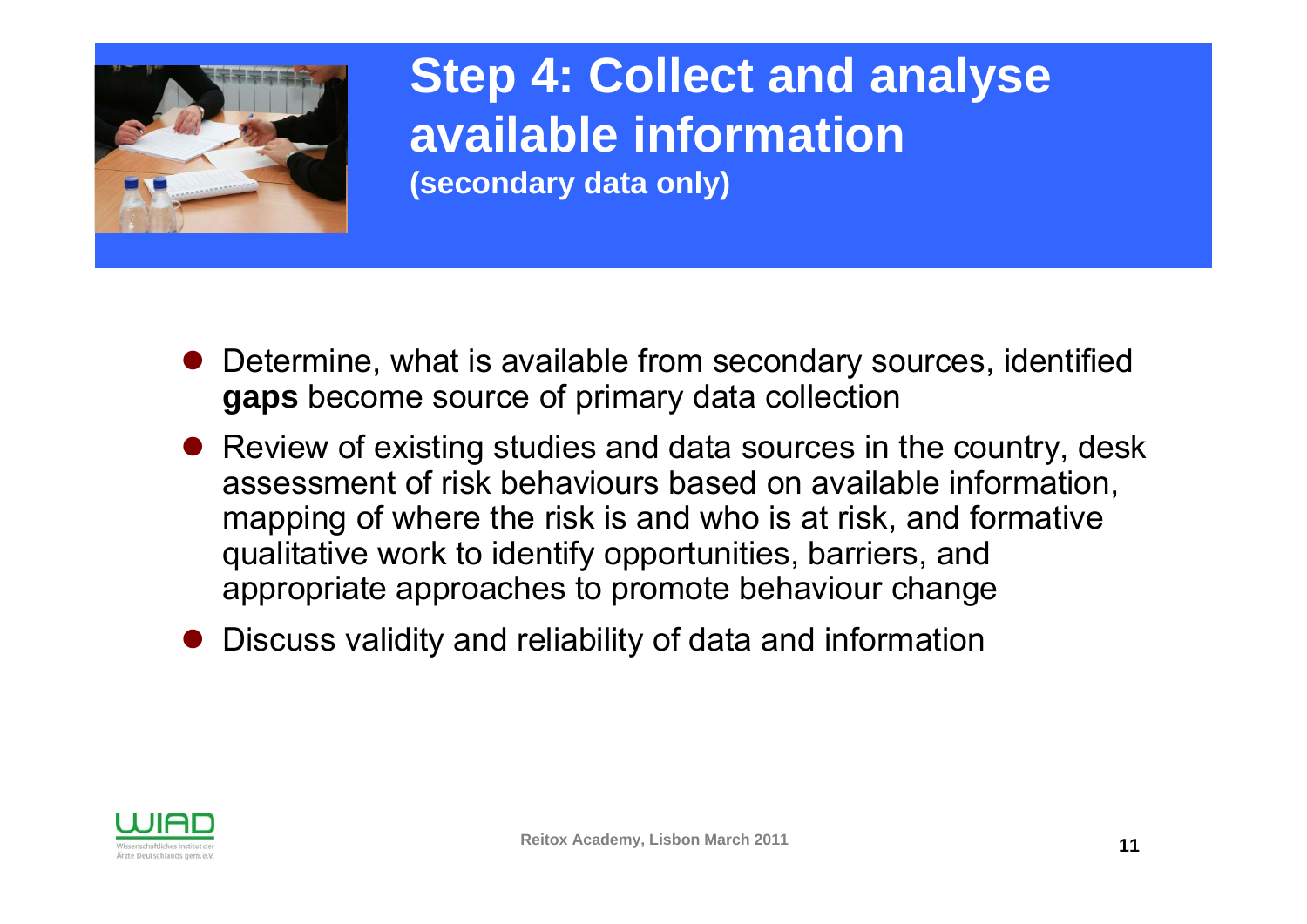# Step 4: Collect and analyse available information

**(secondary data only)**

- Determine, what is available from secondary sources, identified **gaps** become source of primary data collection
- Review of existing studies and data sources in the country, desk assessment of risk behaviours based on available information, mapping of where the risk is and who is at risk, and formative qualitative work to identify opportunities, barriers, and appropriate approaches to promote behaviour change
- Discuss validity and reliability of data and information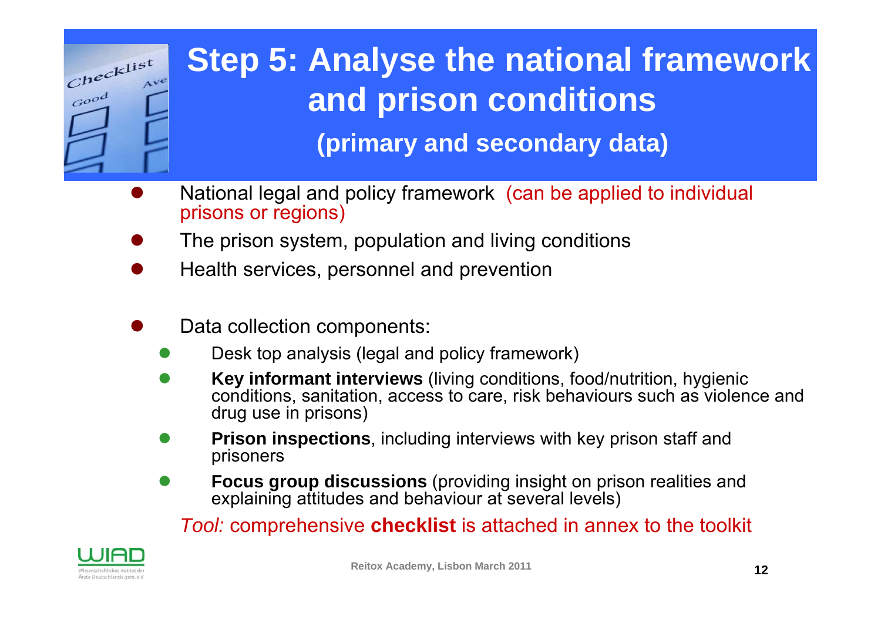# Step 5: Analyse the national framework and prison conditions

**(primary and secondary data)**

- National legal and policy framework (can be applied to individual prisons or regions)
- The prison system, population and living conditions
- Health services, personnel and prevention
- Data collection components:
  - Desk top analysis (legal and policy framework)
  - **Key informant interviews** (living conditions, food/nutrition, hygienic conditions, sanitation, access to care, risk behaviours such as violence and drug use in prisons)
  - **Prison inspections**, including interviews with key prison staff and prisoners
  - **Focus group discussions** (providing insight on prison realities and explaining attitudes and behaviour at several levels)

*Tool:* comprehensive **checklist** is attached in annex to the toolkit

WIAD Wissenschaftliches Institut der Ärzte Deutschlands gem. e.V.

Reitox Academy, Lisbon March 2011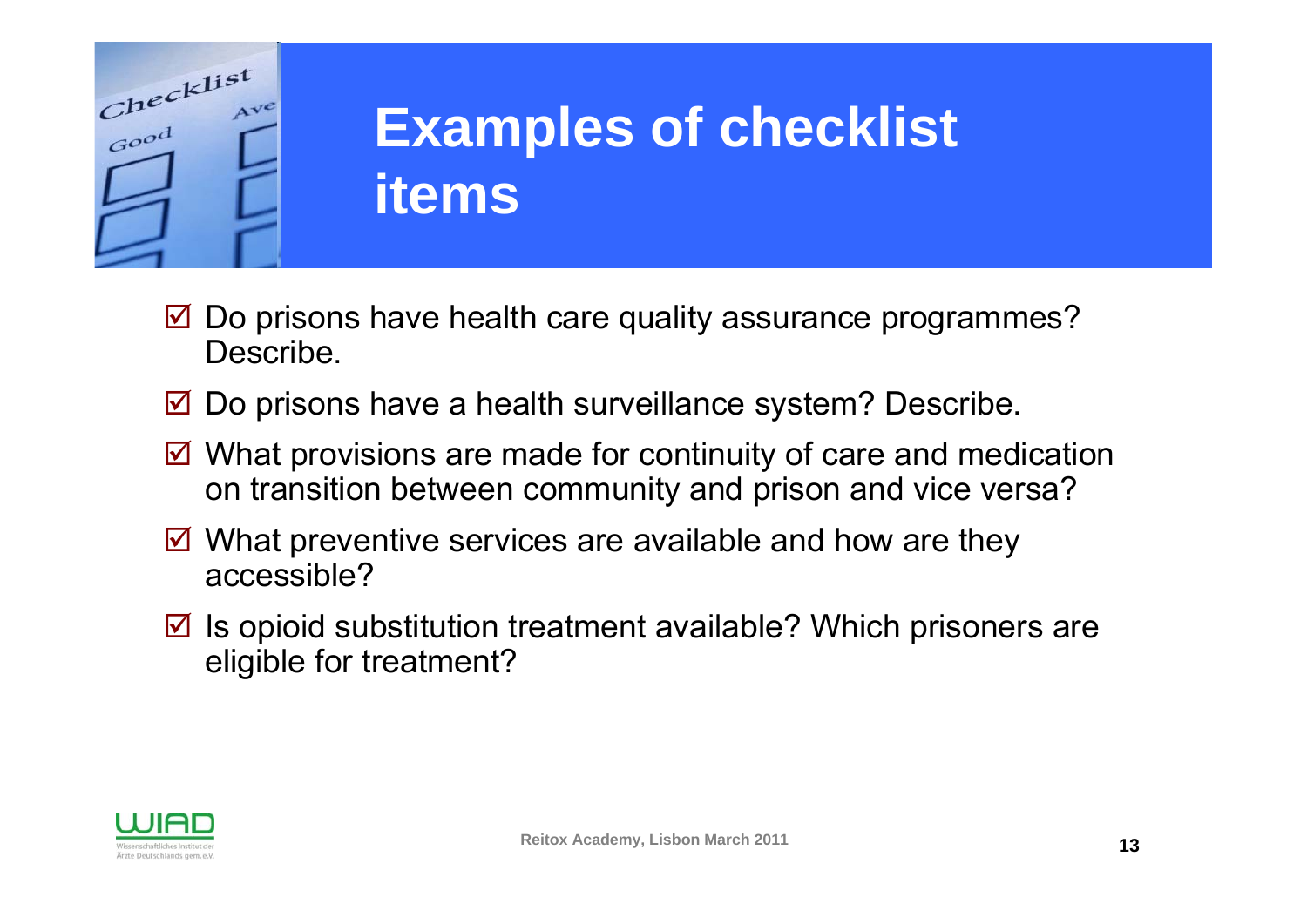# Examples of checklist items

- ☑ Do prisons have health care quality assurance programmes? Describe.
- ☑ Do prisons have a health surveillance system? Describe.
- ☑ What provisions are made for continuity of care and medication on transition between community and prison and vice versa?
- ☑ What preventive services are available and how are they accessible?
- ☑ Is opioid substitution treatment available? Which prisoners are eligible for treatment?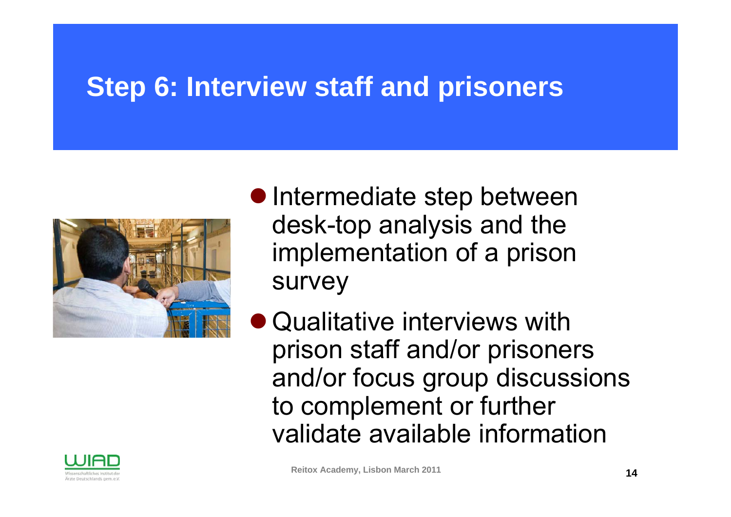# Step 6: Interview staff and prisoners

- Intermediate step between desk-top analysis and the implementation of a prison survey
- Qualitative interviews with prison staff and/or prisoners and/or focus group discussions to complement or further validate available information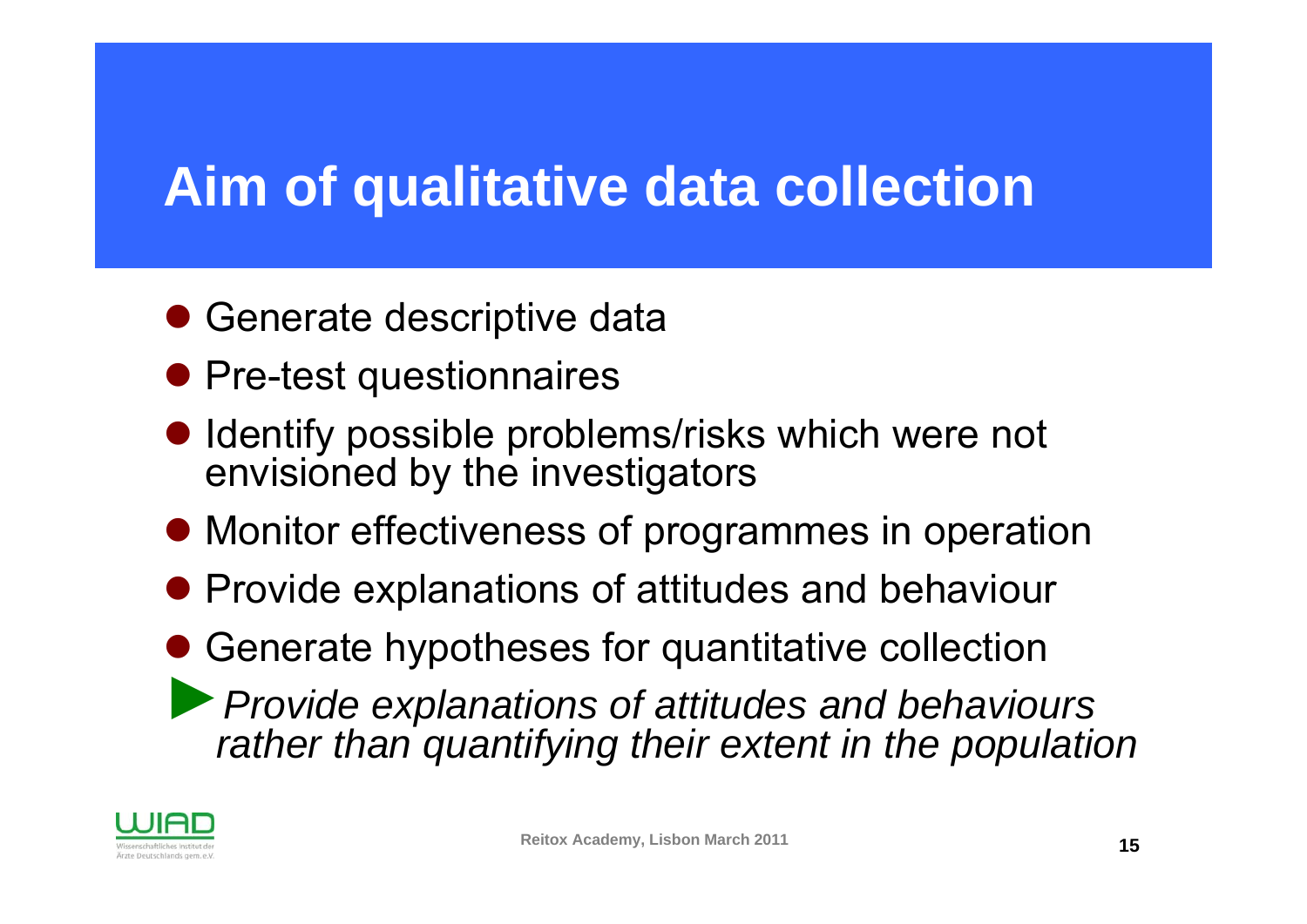# Aim of qualitative data collection

- Generate descriptive data
- Pre-test questionnaires
- Identify possible problems/risks which were not envisioned by the investigators
- Monitor effectiveness of programmes in operation
- Provide explanations of attitudes and behaviour
- Generate hypotheses for quantitative collection

► *Provide explanations of attitudes and behaviours rather than quantifying their extent in the population*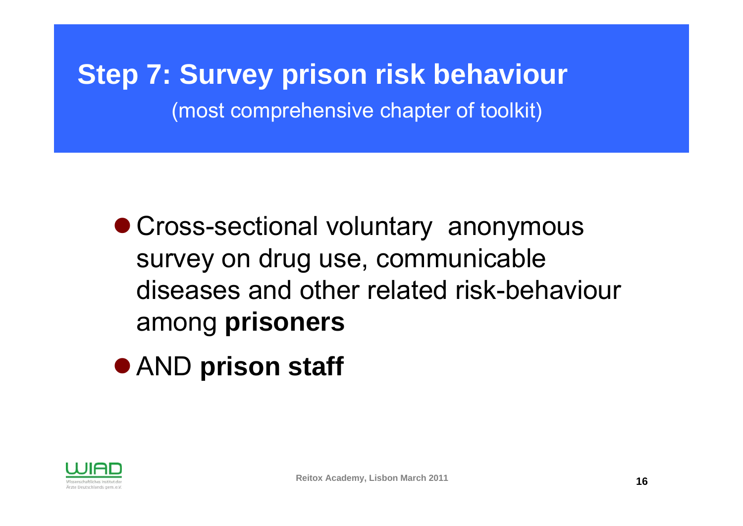# Step 7: Survey prison risk behaviour

(most comprehensive chapter of toolkit)

- Cross-sectional voluntary anonymous survey on drug use, communicable diseases and other related risk-behaviour among **prisoners**
- AND **prison staff**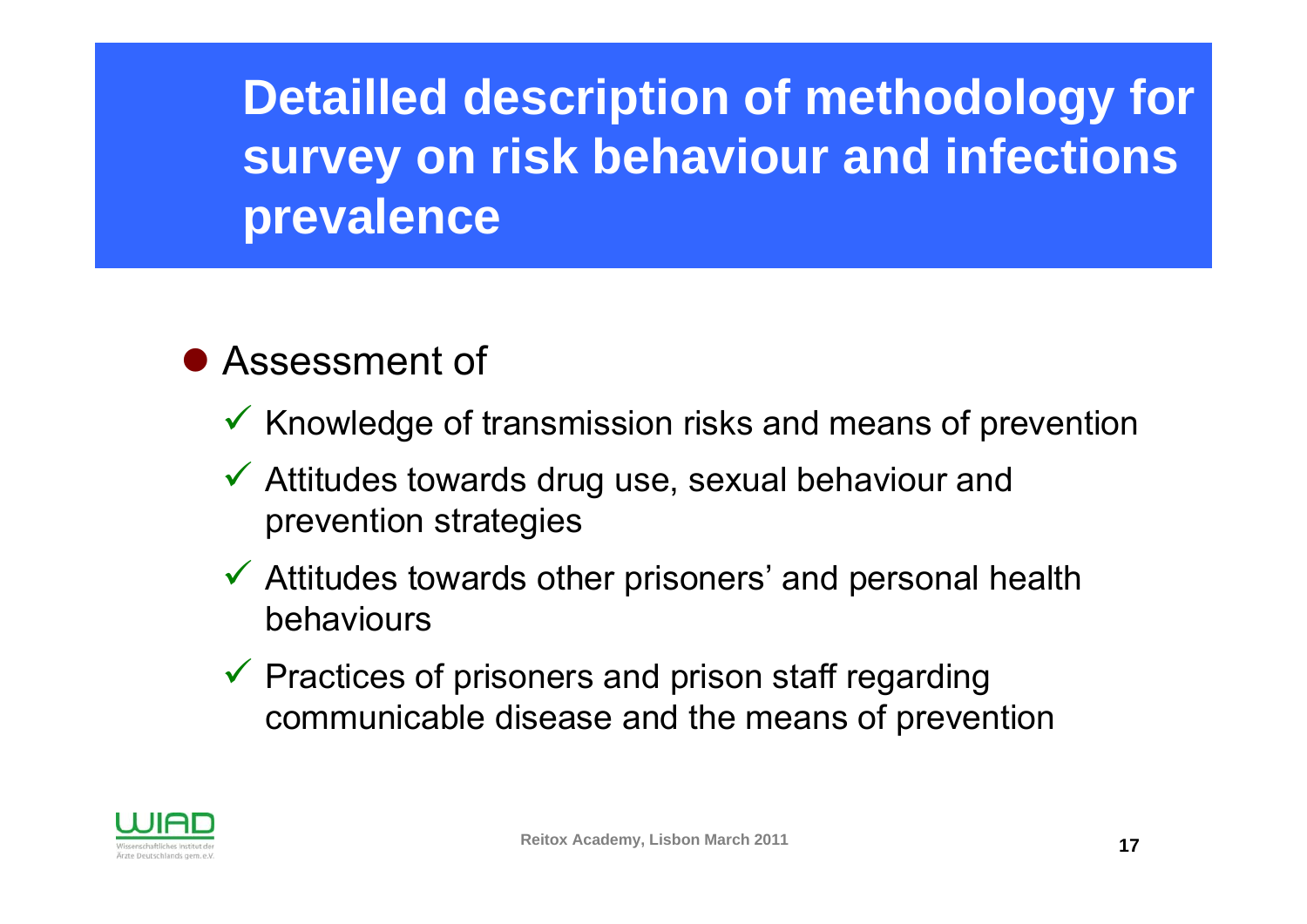# Detailled description of methodology for survey on risk behaviour and infections prevalence

- Assessment of
  - ✓ Knowledge of transmission risks and means of prevention
  - ✓ Attitudes towards drug use, sexual behaviour and prevention strategies
  - ✓ Attitudes towards other prisoners' and personal health behaviours
  - ✓ Practices of prisoners and prison staff regarding communicable disease and the means of prevention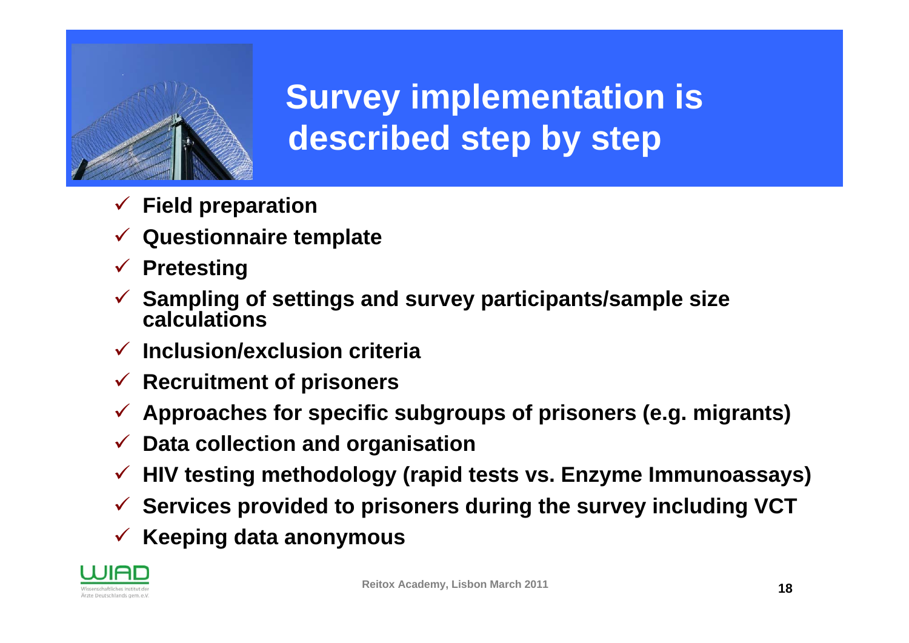# Survey implementation is described step by step

- ✓ **Field preparation**
- ✓ **Questionnaire template**
- ✓ **Pretesting**
- ✓ **Sampling of settings and survey participants/sample size calculations**
- ✓ **Inclusion/exclusion criteria**
- ✓ **Recruitment of prisoners**
- ✓ **Approaches for specific subgroups of prisoners (e.g. migrants)**
- ✓ **Data collection and organisation**
- ✓ **HIV testing methodology (rapid tests vs. Enzyme Immunoassays)**
- ✓ **Services provided to prisoners during the survey including VCT**
- ✓ **Keeping data anonymous**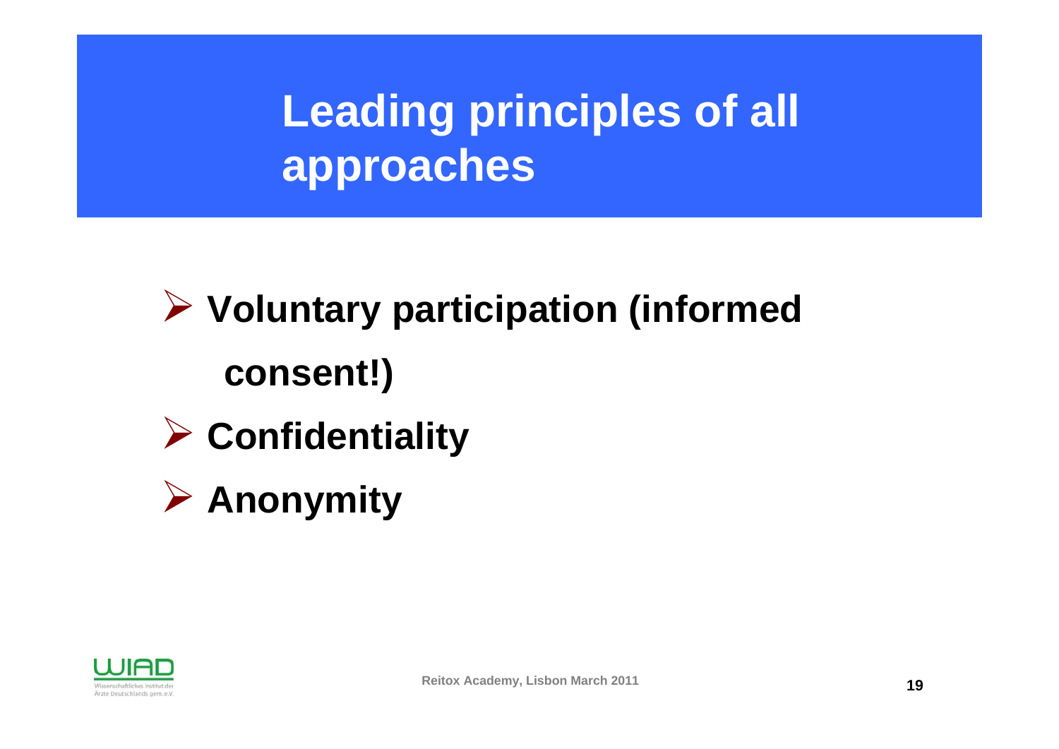# Leading principles of all approaches

- **Voluntary participation (informed consent!)**
- **Confidentiality**
- **Anonymity**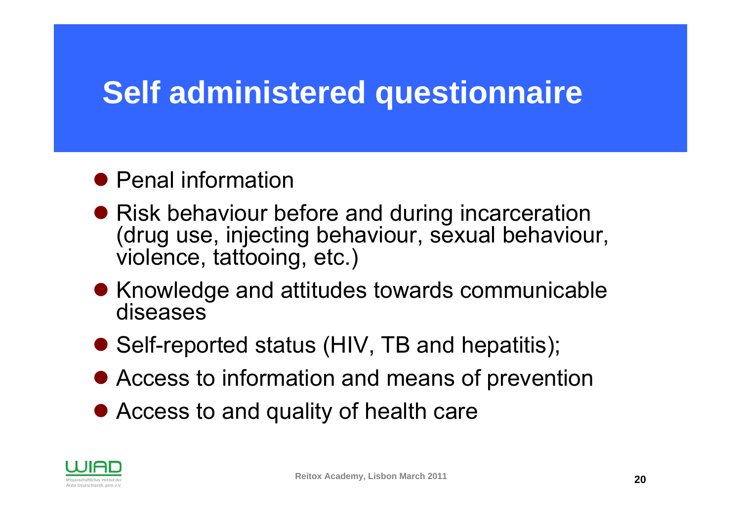# Self administered questionnaire

- Penal information
- Risk behaviour before and during incarceration (drug use, injecting behaviour, sexual behaviour, violence, tattooing, etc.)
- Knowledge and attitudes towards communicable diseases
- Self-reported status (HIV, TB and hepatitis);
- Access to information and means of prevention
- Access to and quality of health care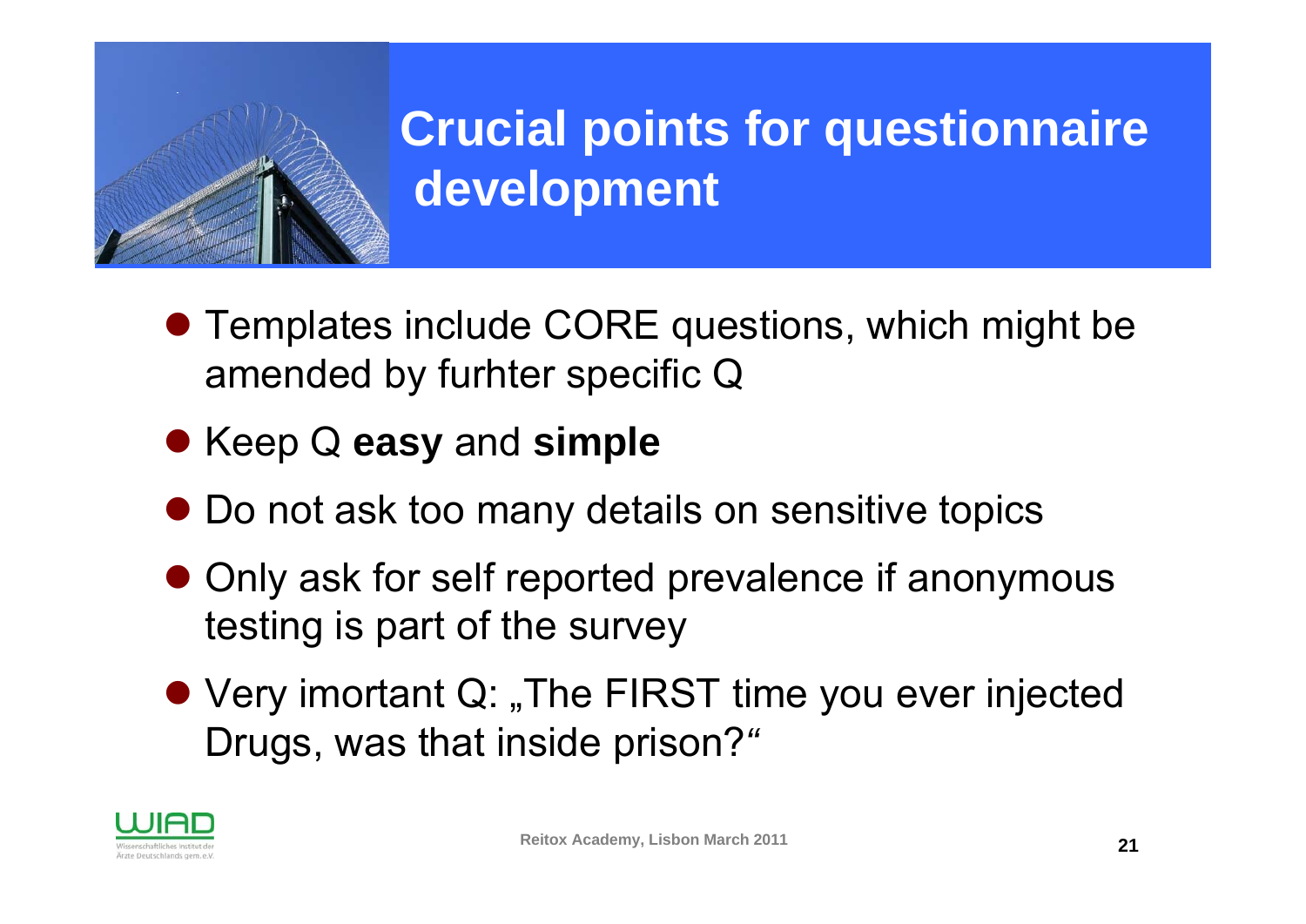# Crucial points for questionnaire development

- Templates include CORE questions, which might be amended by furhter specific Q
- Keep Q **easy** and **simple**
- Do not ask too many details on sensitive topics
- Only ask for self reported prevalence if anonymous testing is part of the survey
- Very imortant Q: „The FIRST time you ever injected Drugs, was that inside prison?"

Reitox Academy, Lisbon March 2011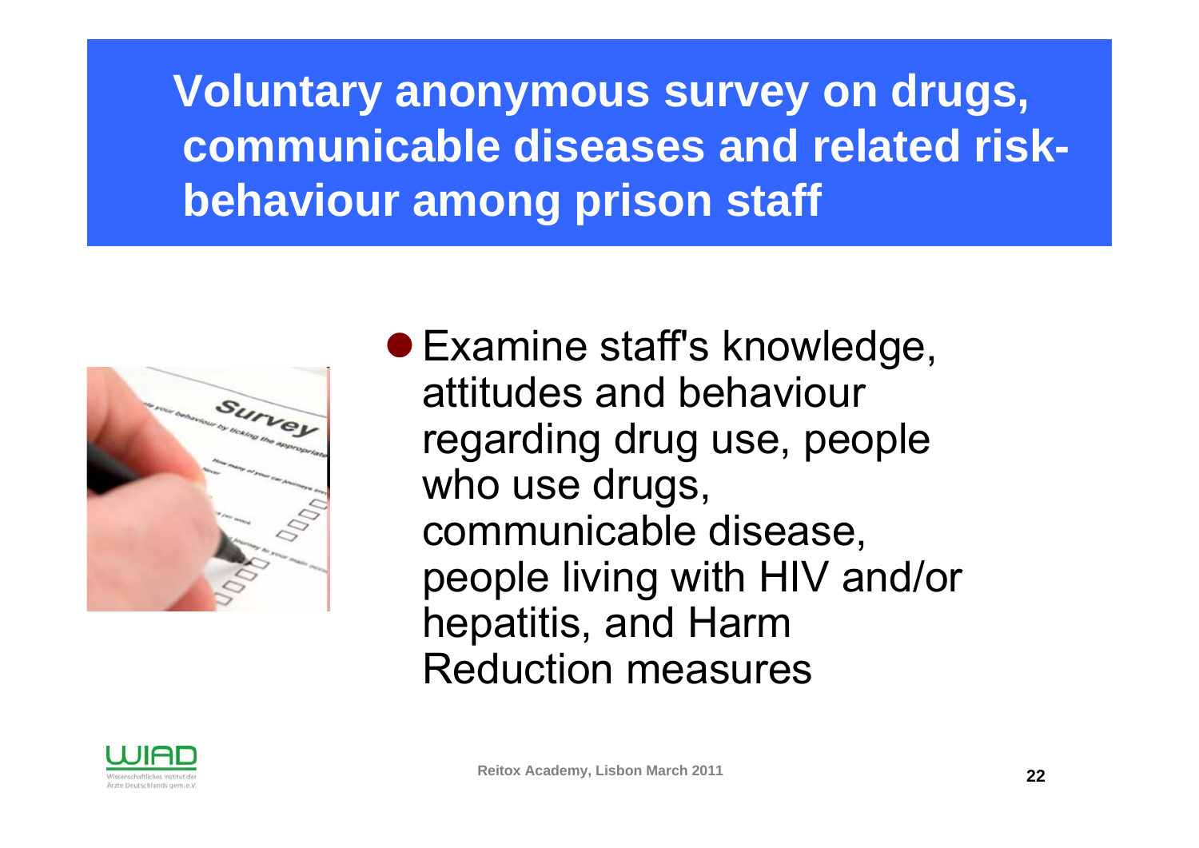# Voluntary anonymous survey on drugs, communicable diseases and related risk-behaviour among prison staff

- Examine staff's knowledge, attitudes and behaviour regarding drug use, people who use drugs, communicable disease, people living with HIV and/or hepatitis, and Harm Reduction measures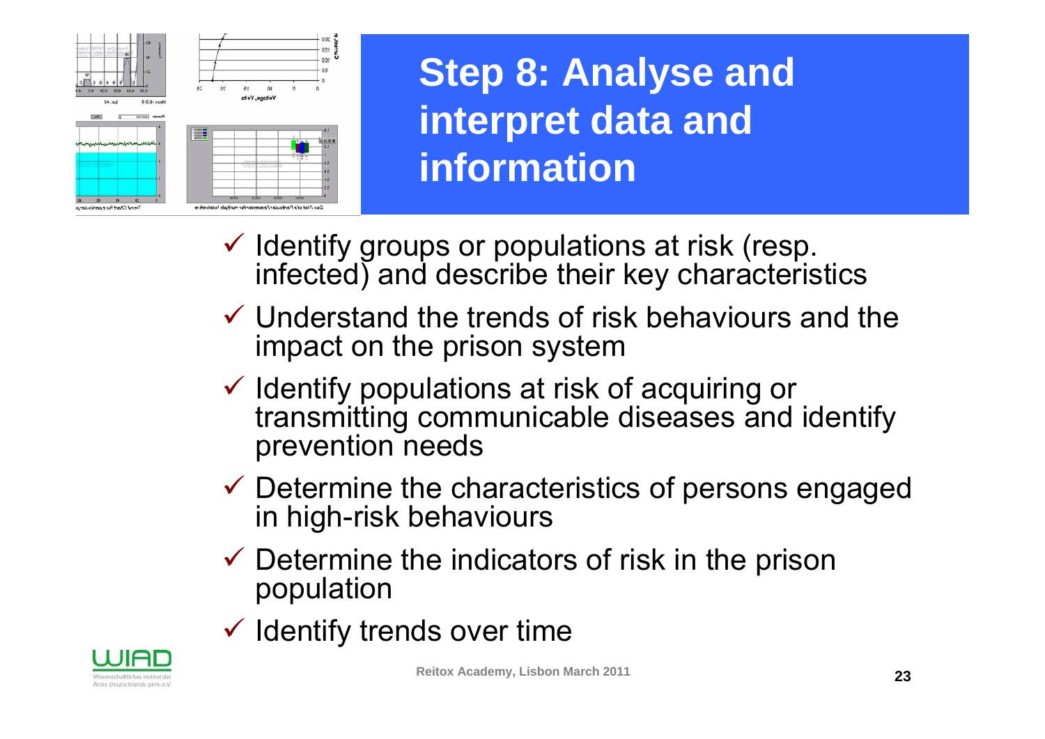# Step 8: Analyse and interpret data and information

- ✓ Identify groups or populations at risk (resp. infected) and describe their key characteristics
- ✓ Understand the trends of risk behaviours and the impact on the prison system
- ✓ Identify populations at risk of acquiring or transmitting communicable diseases and identify prevention needs
- ✓ Determine the characteristics of persons engaged in high-risk behaviours
- ✓ Determine the indicators of risk in the prison population
- ✓ Identify trends over time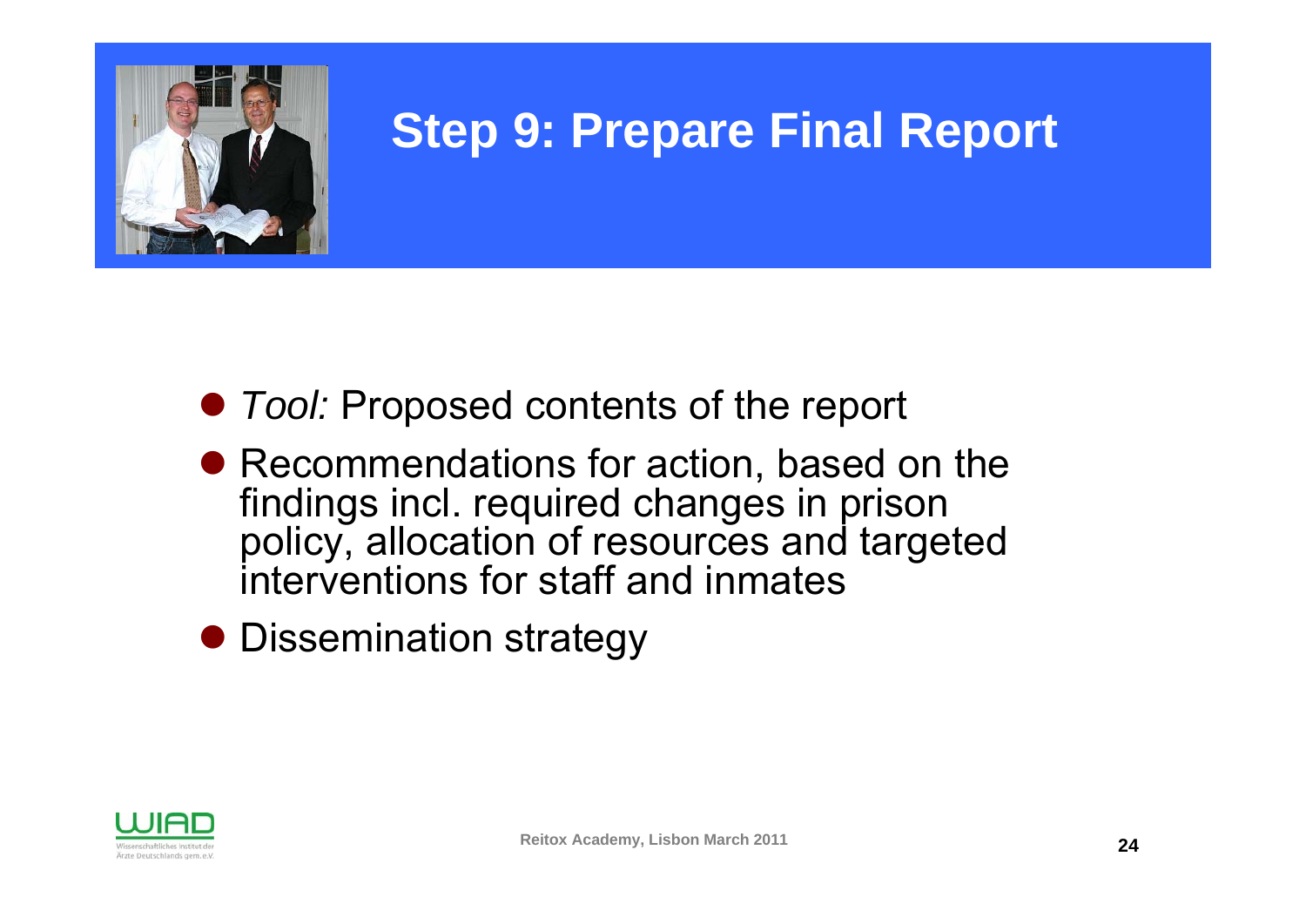# Step 9: Prepare Final Report

- *Tool:* Proposed contents of the report
- Recommendations for action, based on the findings incl. required changes in prison policy, allocation of resources and targeted interventions for staff and inmates
- Dissemination strategy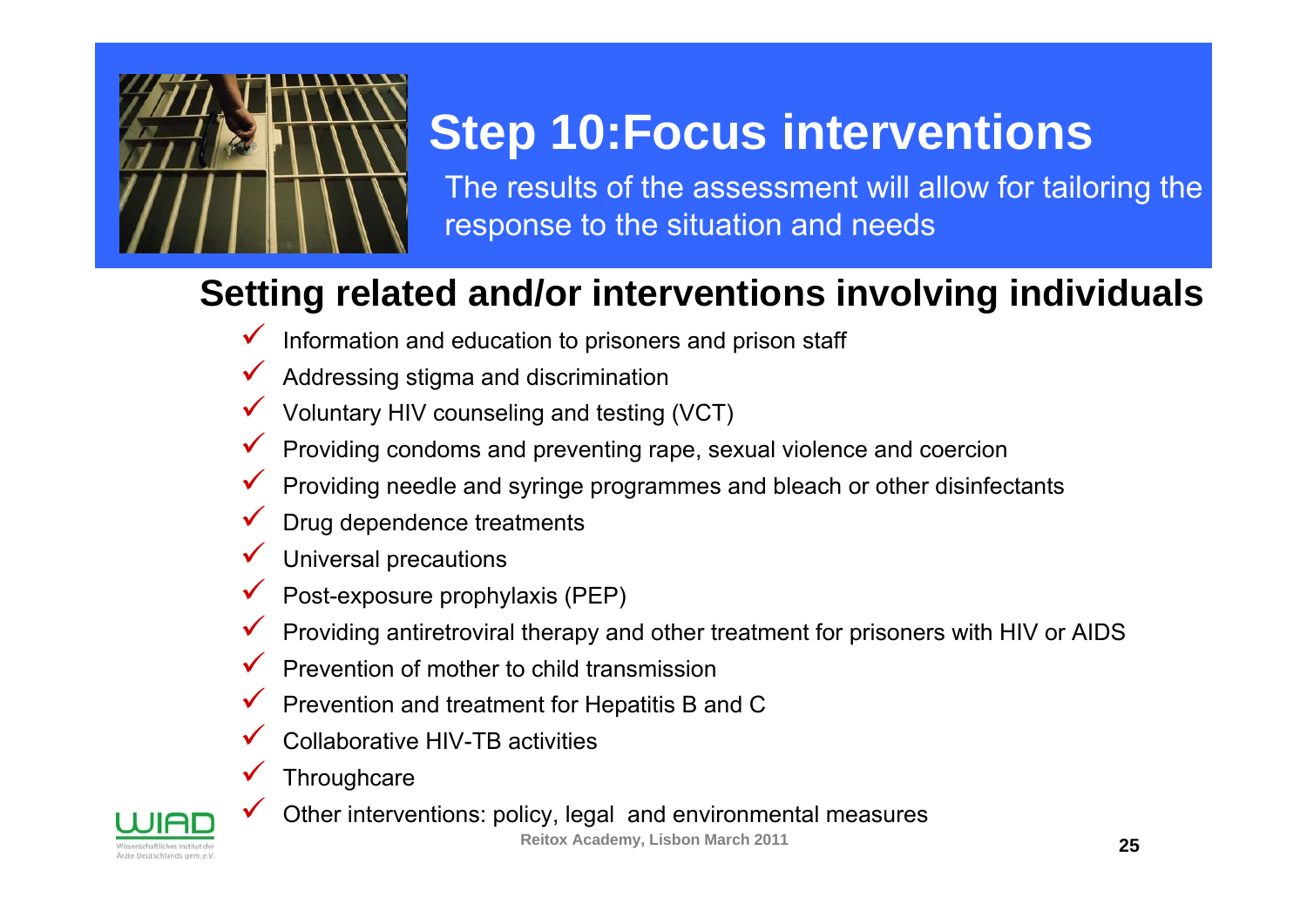# Step 10:Focus interventions

The results of the assessment will allow for tailoring the response to the situation and needs

## Setting related and/or interventions involving individuals

- Information and education to prisoners and prison staff
- Addressing stigma and discrimination
- Voluntary HIV counseling and testing (VCT)
- Providing condoms and preventing rape, sexual violence and coercion
- Providing needle and syringe programmes and bleach or other disinfectants
- Drug dependence treatments
- Universal precautions
- Post-exposure prophylaxis (PEP)
- Providing antiretroviral therapy and other treatment for prisoners with HIV or AIDS
- Prevention of mother to child transmission
- Prevention and treatment for Hepatitis B and C
- Collaborative HIV-TB activities
- Throughcare
- Other interventions: policy, legal and environmental measures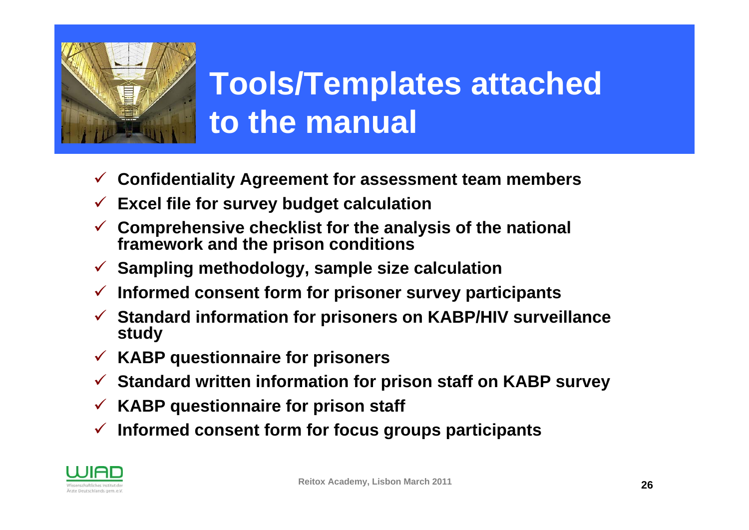# Tools/Templates attached to the manual

- ✓ Confidentiality Agreement for assessment team members
- ✓ Excel file for survey budget calculation
- ✓ Comprehensive checklist for the analysis of the national framework and the prison conditions
- ✓ Sampling methodology, sample size calculation
- ✓ Informed consent form for prisoner survey participants
- ✓ Standard information for prisoners on KABP/HIV surveillance study
- ✓ KABP questionnaire for prisoners
- ✓ Standard written information for prison staff on KABP survey
- ✓ KABP questionnaire for prison staff
- ✓ Informed consent form for focus groups participants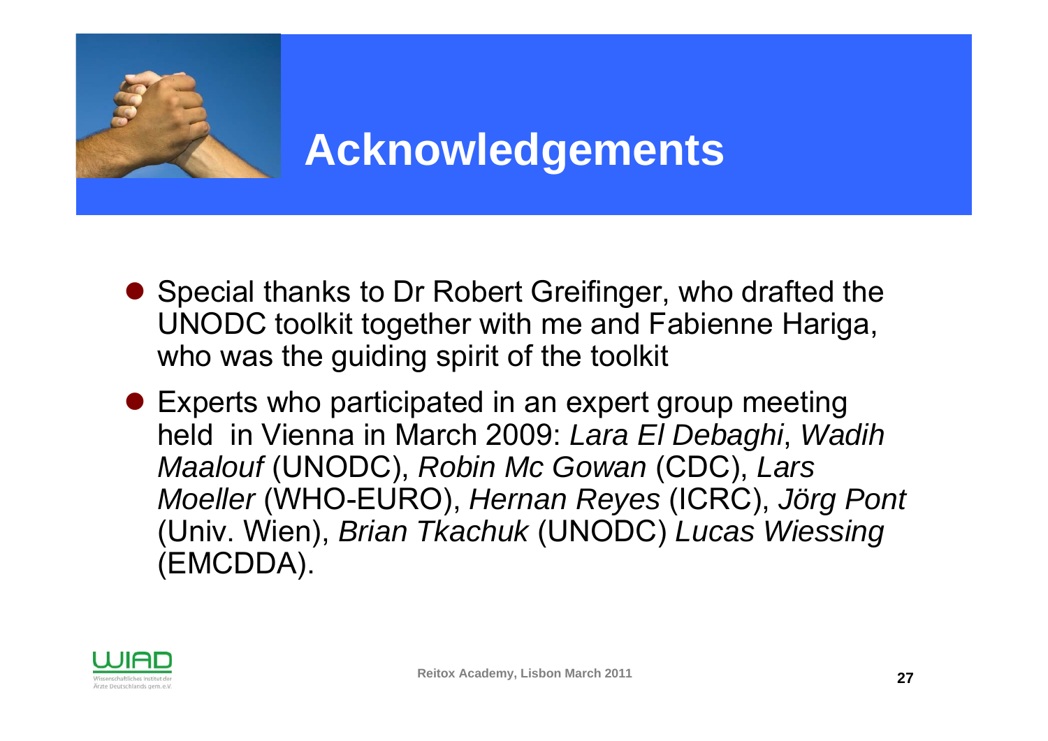# Acknowledgements

- Special thanks to Dr Robert Greifinger, who drafted the UNODC toolkit together with me and Fabienne Hariga, who was the guiding spirit of the toolkit
- Experts who participated in an expert group meeting held in Vienna in March 2009: *Lara El Debaghi*, *Wadih Maalouf* (UNODC), *Robin Mc Gowan* (CDC), *Lars Moeller* (WHO-EURO), *Hernan Reyes* (ICRC), *Jörg Pont* (Univ. Wien), *Brian Tkachuk* (UNODC) *Lucas Wiessing* (EMCDDA).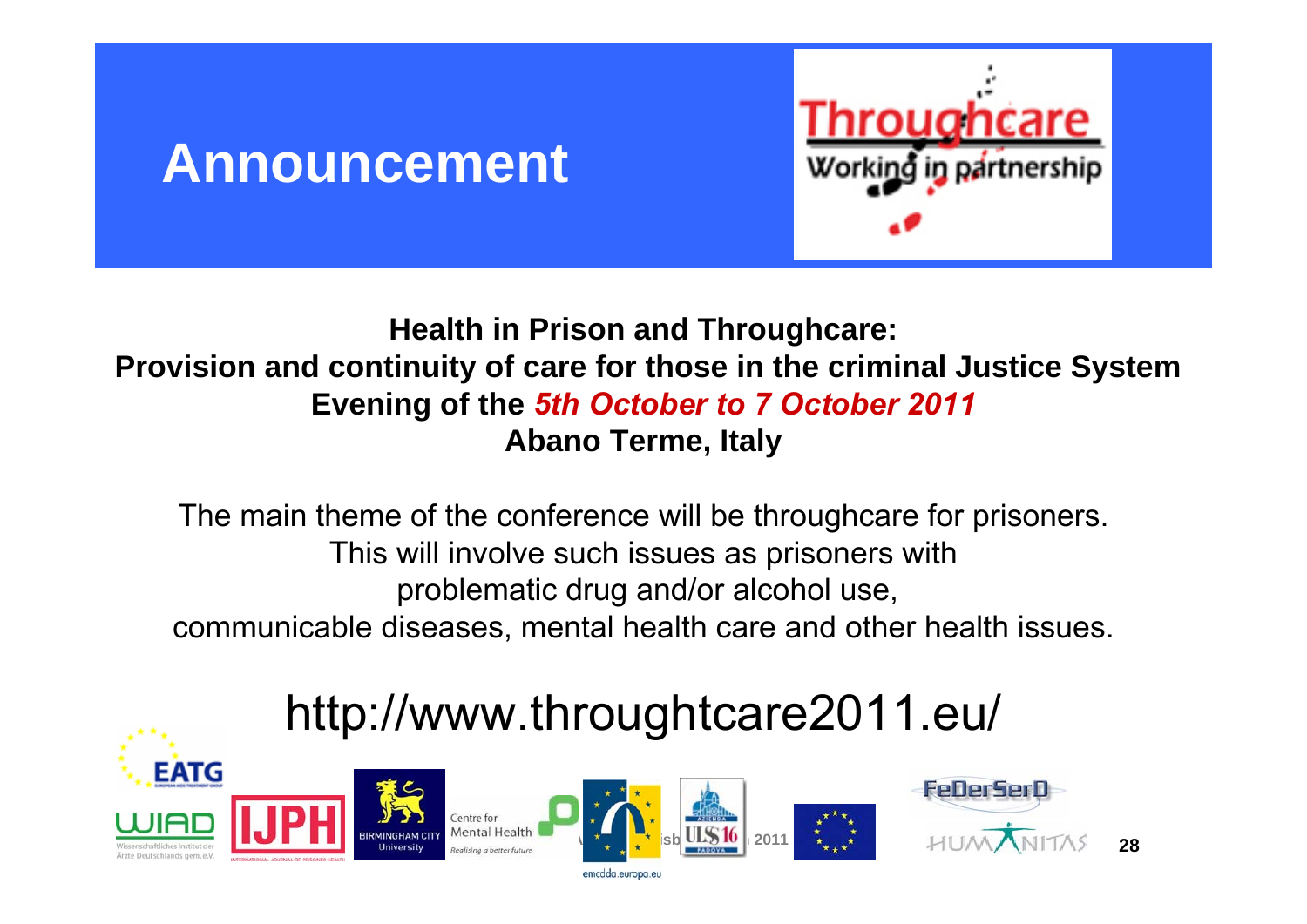# Announcement

**Health in Prison and Throughcare:**
**Provision and continuity of care for those in the criminal Justice System**
**Evening of the *5th October to 7 October 2011***
**Abano Terme, Italy**

The main theme of the conference will be throughcare for prisoners. This will involve such issues as prisoners with problematic drug and/or alcohol use, communicable diseases, mental health care and other health issues.

http://www.throughtcare2011.eu/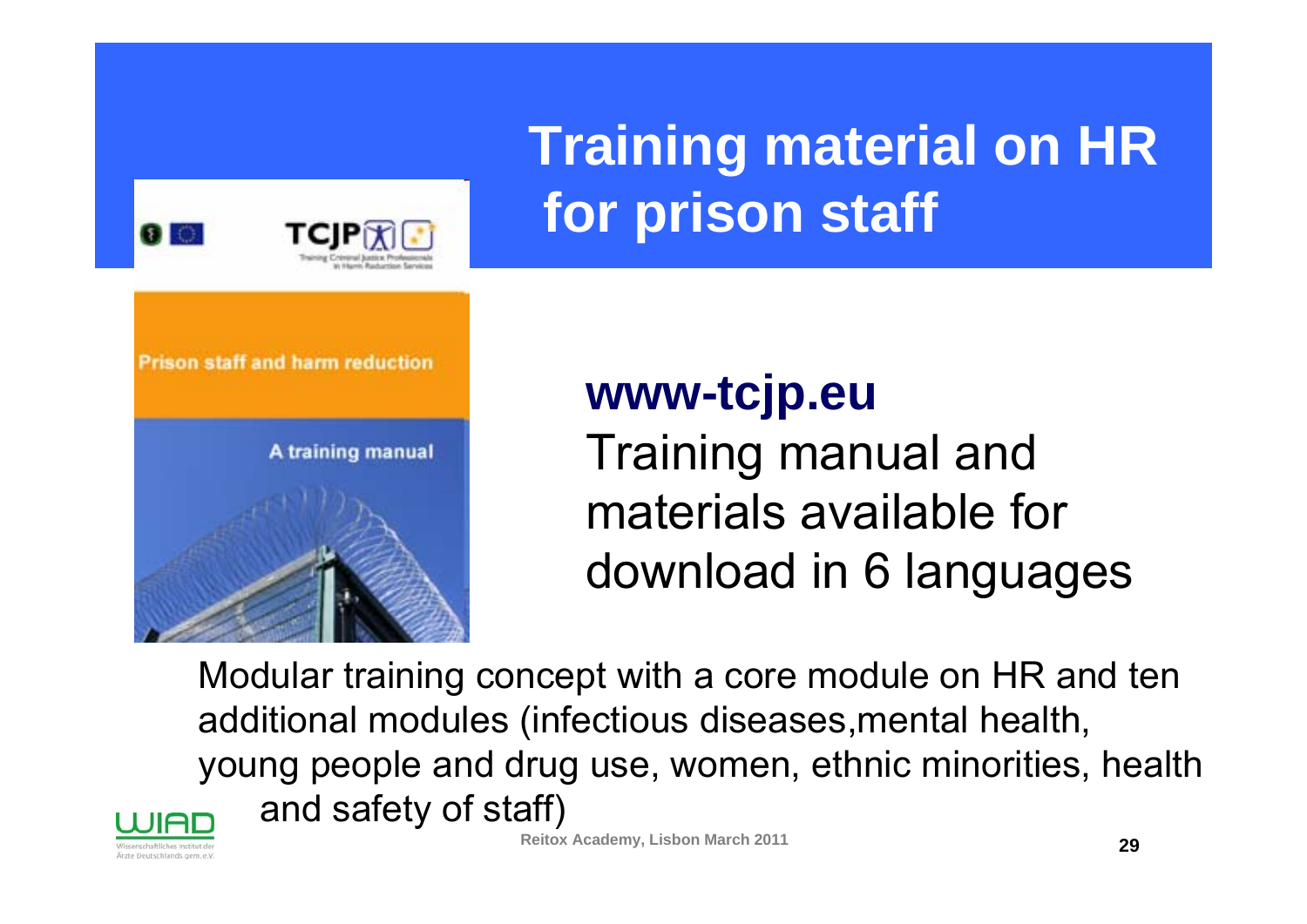# Training material on HR for prison staff

**www-tcjp.eu**

Training manual and materials available for download in 6 languages

Modular training concept with a core module on HR and ten additional modules (infectious diseases,mental health, young people and drug use, women, ethnic minorities, health and safety of staff)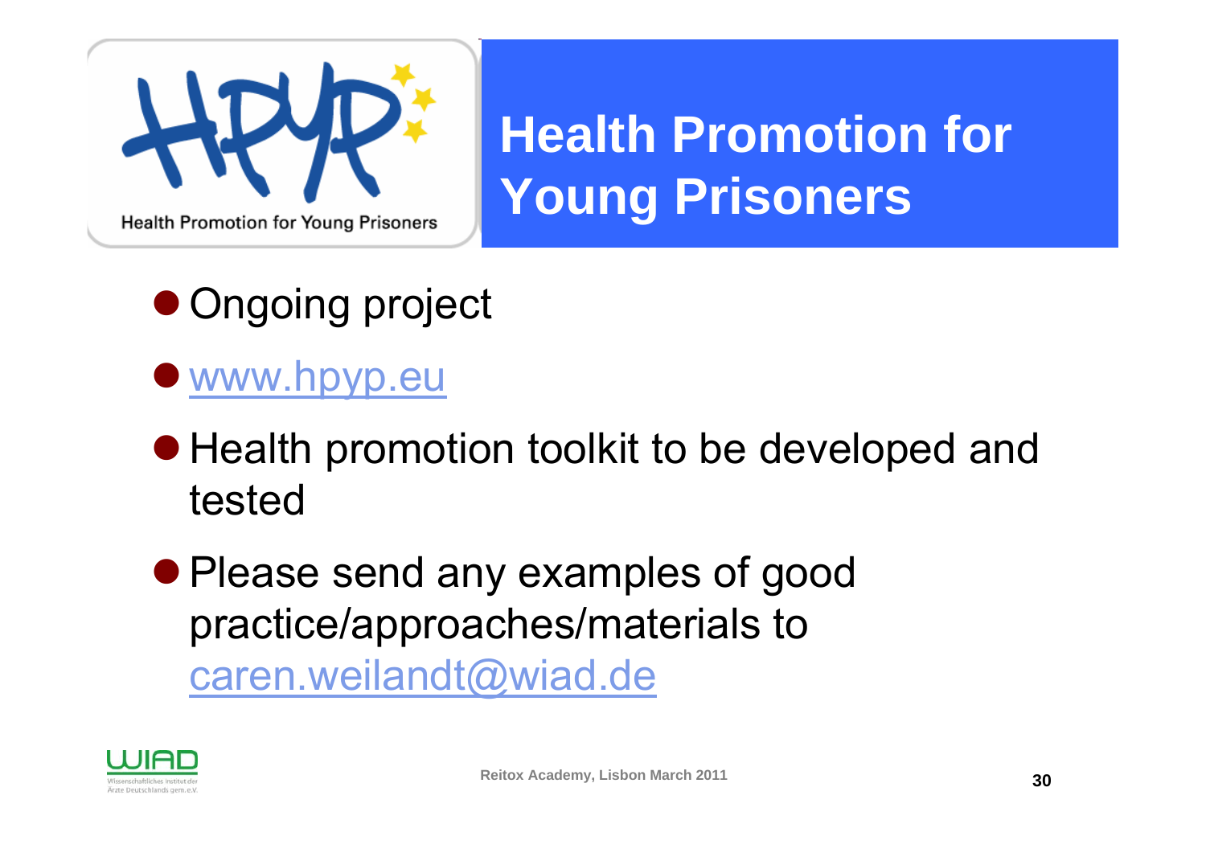# Health Promotion for Young Prisoners

- Ongoing project
- www.hpyp.eu
- Health promotion toolkit to be developed and tested
- Please send any examples of good practice/approaches/materials to caren.weilandt@wiad.de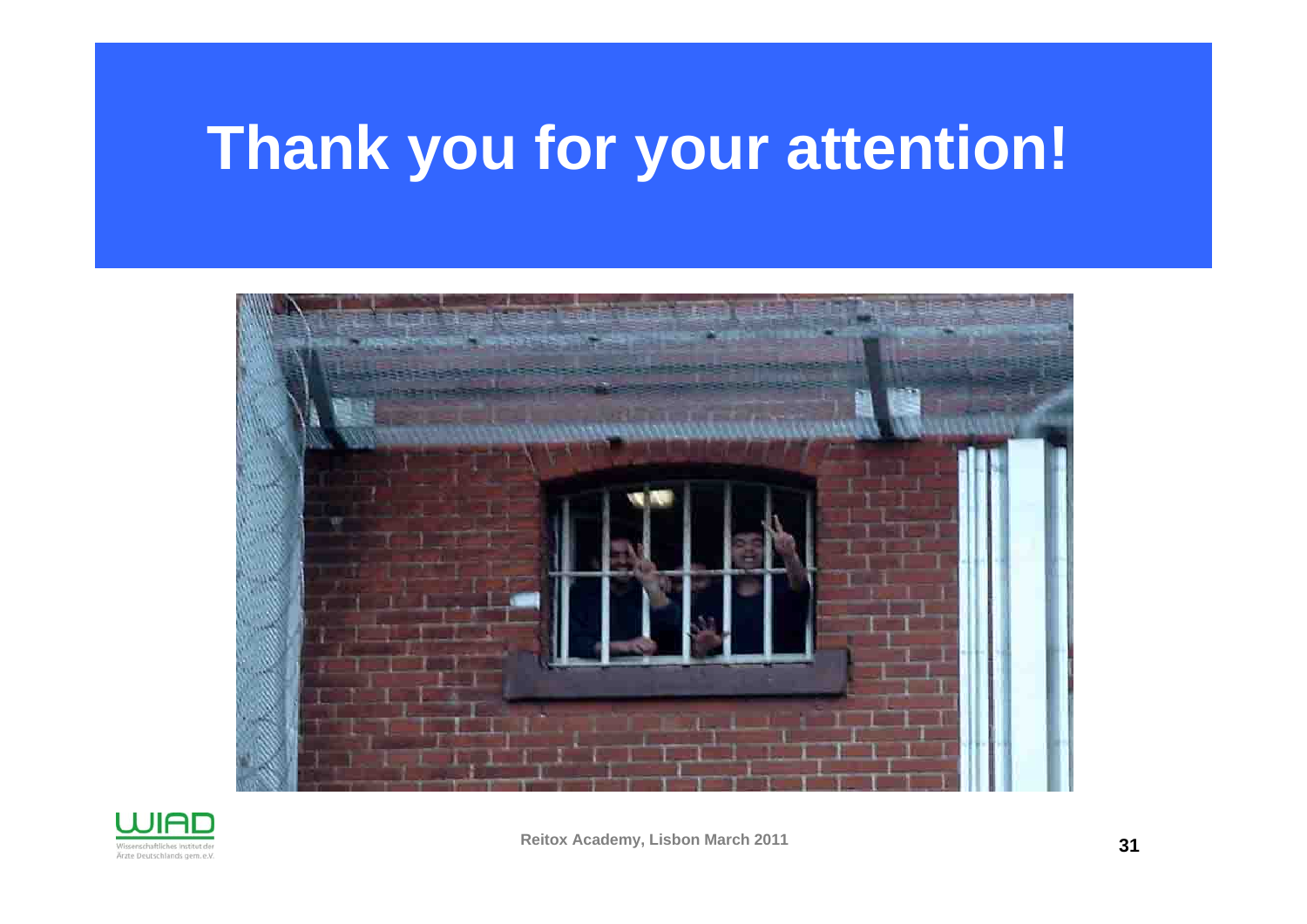# Thank you for your attention!

Wissenschaftliches Institut der Ärzte Deutschlands gem.e.V.

Reitox Academy, Lisbon March 2011